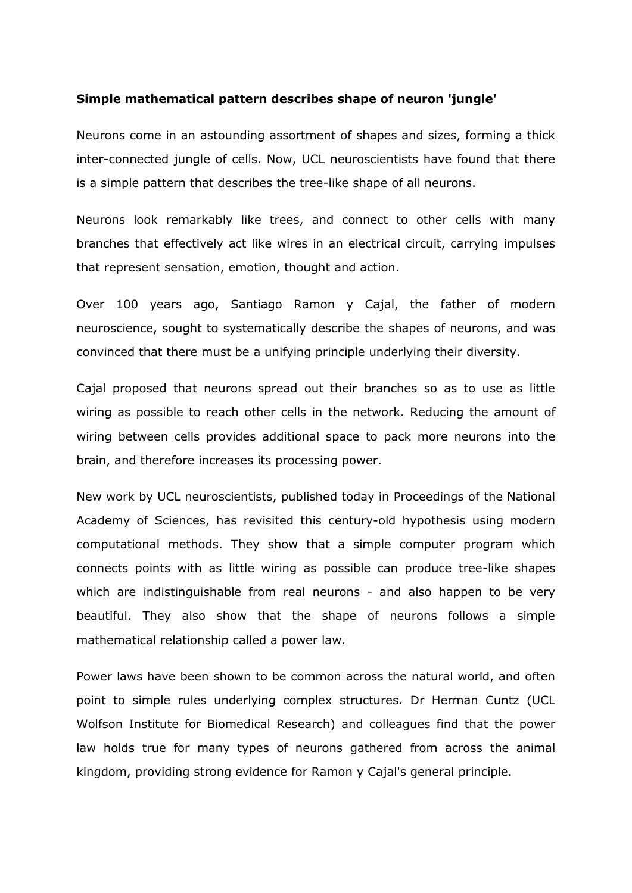**Simple mathematical pattern describes shape of neuron 'jungle'**

Neurons come in an astounding assortment of shapes and sizes, forming a thick inter-connected jungle of cells. Now, UCL neuroscientists have found that there is a simple pattern that describes the tree-like shape of all neurons.

Neurons look remarkably like trees, and connect to other cells with many branches that effectively act like wires in an electrical circuit, carrying impulses that represent sensation, emotion, thought and action.

Over 100 years ago, Santiago Ramon y Cajal, the father of modern neuroscience, sought to systematically describe the shapes of neurons, and was convinced that there must be a unifying principle underlying their diversity.

Cajal proposed that neurons spread out their branches so as to use as little wiring as possible to reach other cells in the network. Reducing the amount of wiring between cells provides additional space to pack more neurons into the brain, and therefore increases its processing power.

New work by UCL neuroscientists, published today in Proceedings of the National Academy of Sciences, has revisited this century-old hypothesis using modern computational methods. They show that a simple computer program which connects points with as little wiring as possible can produce tree-like shapes which are indistinguishable from real neurons - and also happen to be very beautiful. They also show that the shape of neurons follows a simple mathematical relationship called a power law.

Power laws have been shown to be common across the natural world, and often point to simple rules underlying complex structures. Dr Herman Cuntz (UCL Wolfson Institute for Biomedical Research) and colleagues find that the power law holds true for many types of neurons gathered from across the animal kingdom, providing strong evidence for Ramon y Cajal's general principle.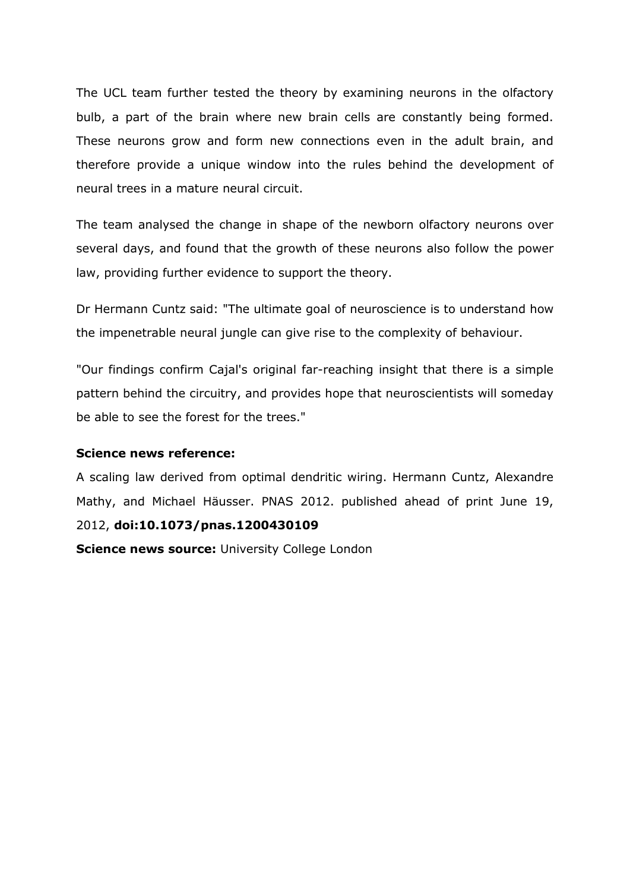The UCL team further tested the theory by examining neurons in the olfactory bulb, a part of the brain where new brain cells are constantly being formed. These neurons grow and form new connections even in the adult brain, and therefore provide a unique window into the rules behind the development of neural trees in a mature neural circuit.

The team analysed the change in shape of the newborn olfactory neurons over several days, and found that the growth of these neurons also follow the power law, providing further evidence to support the theory.

Dr Hermann Cuntz said: "The ultimate goal of neuroscience is to understand how the impenetrable neural jungle can give rise to the complexity of behaviour.

"Our findings confirm Cajal's original far-reaching insight that there is a simple pattern behind the circuitry, and provides hope that neuroscientists will someday be able to see the forest for the trees."

**Science news reference:**

A scaling law derived from optimal dendritic wiring. Hermann Cuntz, Alexandre Mathy, and Michael Häusser. PNAS 2012. published ahead of print June 19, 2012, **doi:10.1073/pnas.1200430109**

**Science news source:** University College London